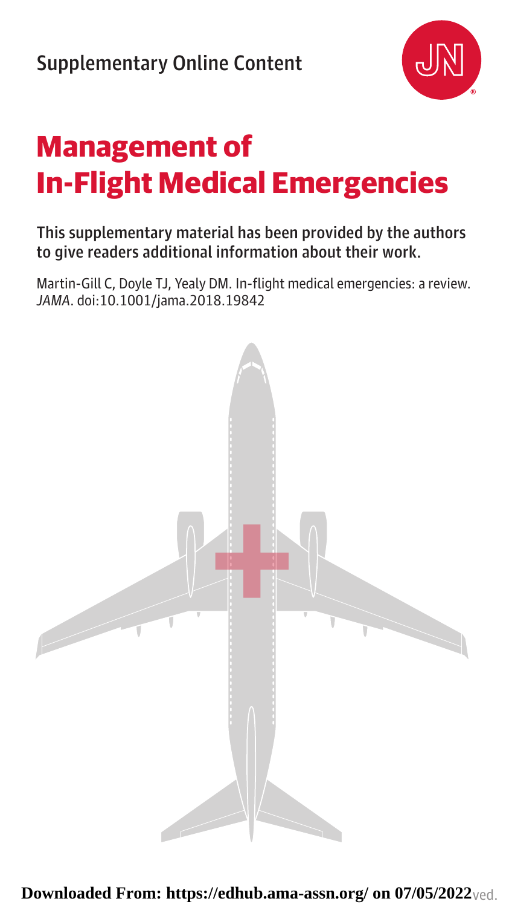Supplementary Online Content

# Management of In-Flight Medical Emergencies

This supplementary material has been provided by the authors to give readers additional information about their work.

Martin-Gill C, Doyle TJ, Yealy DM. In-flight medical emergencies: a review. *JAMA*. doi:10.1001/jama.2018.19842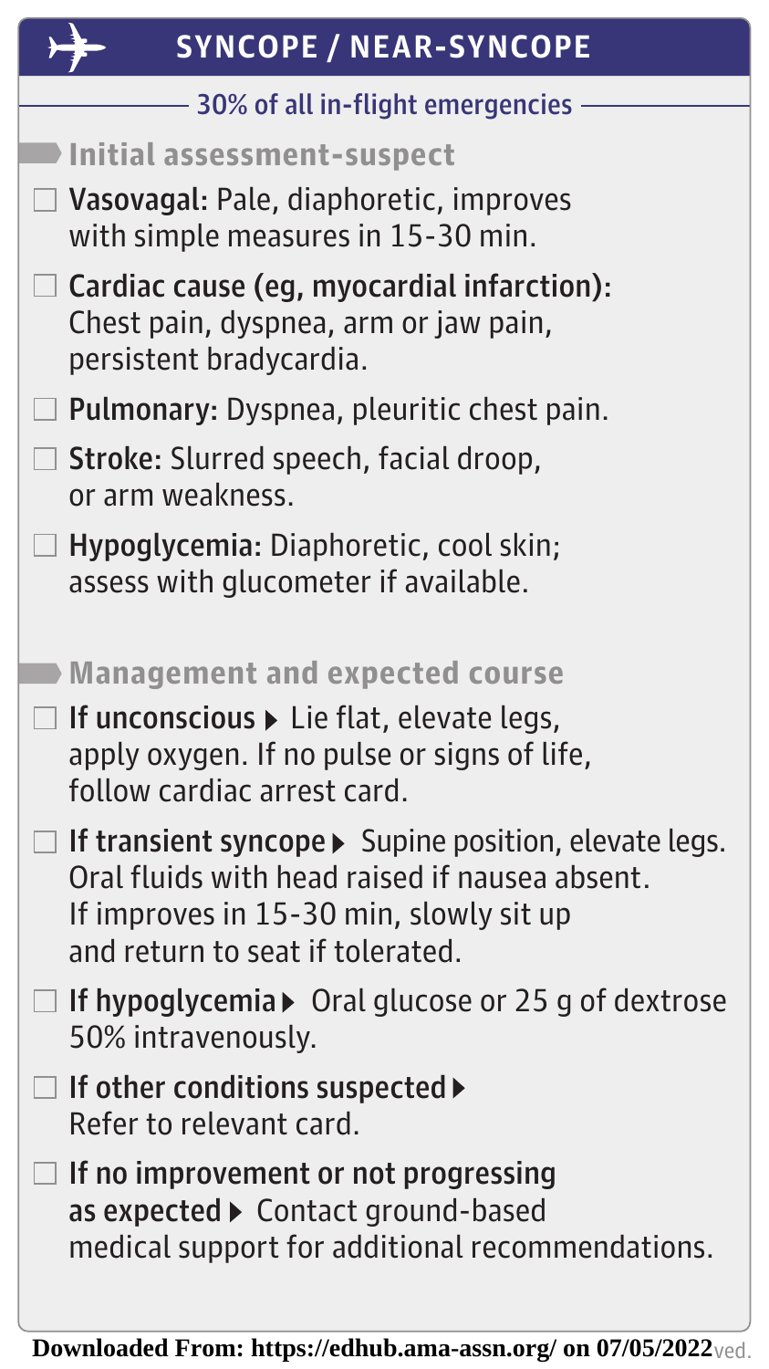# SYNCOPE / NEAR-SYNCOPE

30% of all in-flight emergencies

## Initial assessment-suspect

- ☐ **Vasovagal:** Pale, diaphoretic, improves with simple measures in 15-30 min.
- ☐ **Cardiac cause (eg, myocardial infarction):** Chest pain, dyspnea, arm or jaw pain, persistent bradycardia.
- ☐ **Pulmonary:** Dyspnea, pleuritic chest pain.
- ☐ **Stroke:** Slurred speech, facial droop, or arm weakness.
- ☐ **Hypoglycemia:** Diaphoretic, cool skin; assess with glucometer if available.

## Management and expected course

- ☐ **If unconscious ▶** Lie flat, elevate legs, apply oxygen. If no pulse or signs of life, follow cardiac arrest card.
- ☐ **If transient syncope ▶** Supine position, elevate legs. Oral fluids with head raised if nausea absent. If improves in 15-30 min, slowly sit up and return to seat if tolerated.
- ☐ **If hypoglycemia ▶** Oral glucose or 25 g of dextrose 50% intravenously.
- ☐ **If other conditions suspected ▶** Refer to relevant card.
- ☐ **If no improvement or not progressing as expected ▶** Contact ground-based medical support for additional recommendations.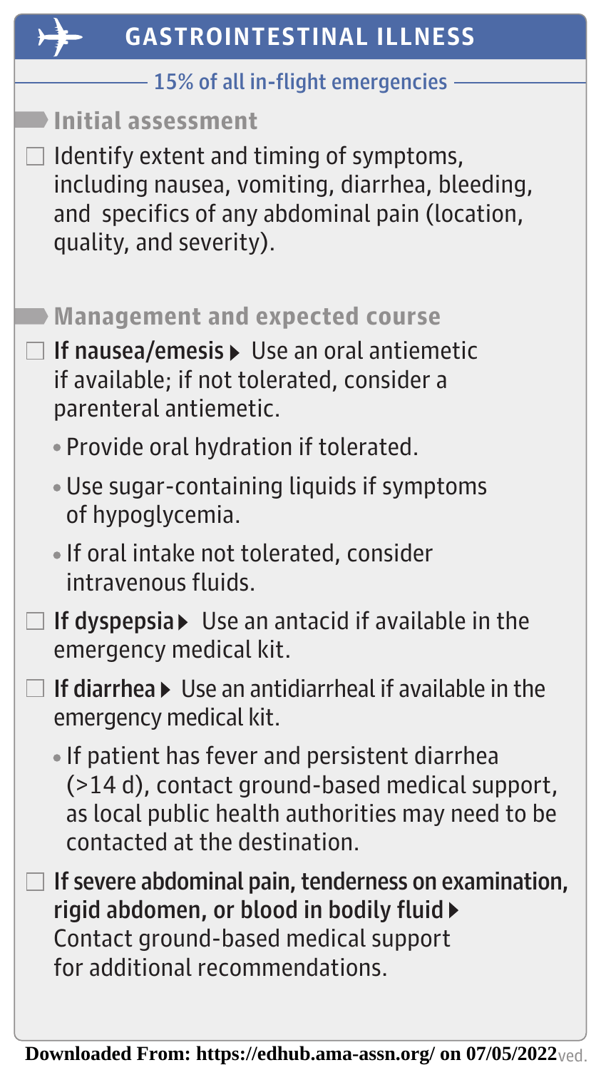## GASTROINTESTINAL ILLNESS

15% of all in-flight emergencies

### Initial assessment

- [ ] Identify extent and timing of symptoms, including nausea, vomiting, diarrhea, bleeding, and specifics of any abdominal pain (location, quality, and severity).

### Management and expected course

- [ ] **If nausea/emesis** ▶ Use an oral antiemetic if available; if not tolerated, consider a parenteral antiemetic.
  - Provide oral hydration if tolerated.
  - Use sugar-containing liquids if symptoms of hypoglycemia.
  - If oral intake not tolerated, consider intravenous fluids.
- [ ] **If dyspepsia** ▶ Use an antacid if available in the emergency medical kit.
- [ ] **If diarrhea** ▶ Use an antidiarrheal if available in the emergency medical kit.
  - If patient has fever and persistent diarrhea (>14 d), contact ground-based medical support, as local public health authorities may need to be contacted at the destination.
- [ ] **If severe abdominal pain, tenderness on examination, rigid abdomen, or blood in bodily fluid** ▶ Contact ground-based medical support for additional recommendations.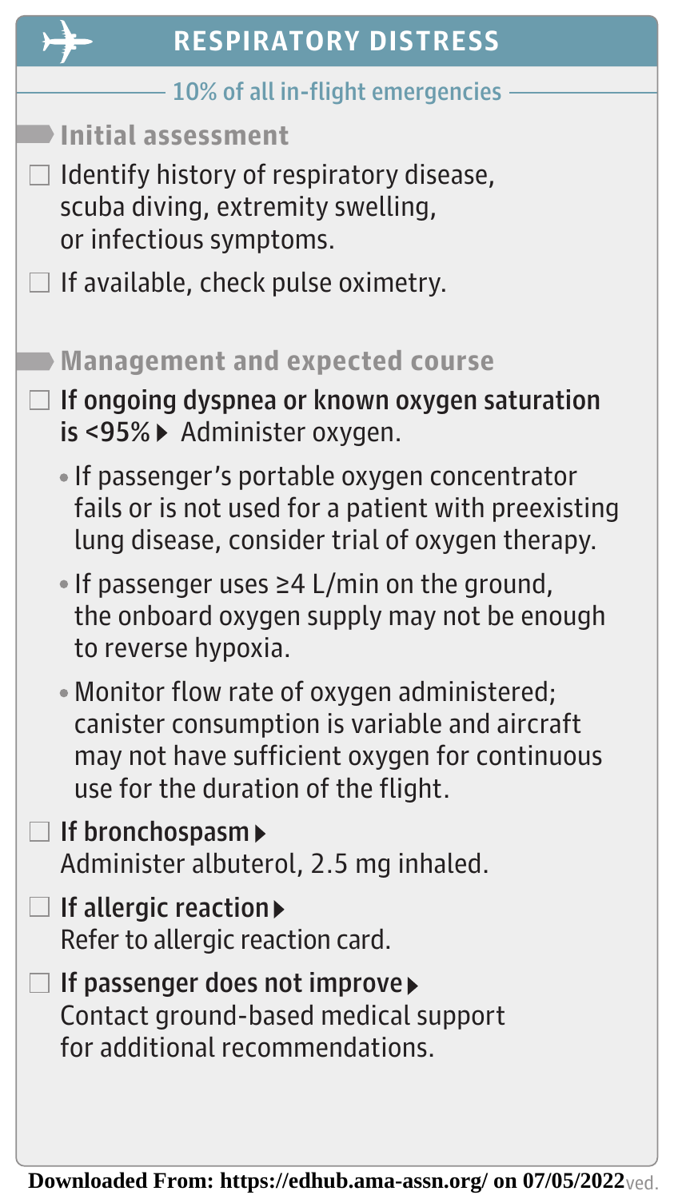## RESPIRATORY DISTRESS

10% of all in-flight emergencies

### Initial assessment

- ☐ Identify history of respiratory disease, scuba diving, extremity swelling, or infectious symptoms.
- ☐ If available, check pulse oximetry.

### Management and expected course

- ☐ **If ongoing dyspnea or known oxygen saturation is <95%** ▸ Administer oxygen.
  - If passenger's portable oxygen concentrator fails or is not used for a patient with preexisting lung disease, consider trial of oxygen therapy.
  - If passenger uses ≥4 L/min on the ground, the onboard oxygen supply may not be enough to reverse hypoxia.
  - Monitor flow rate of oxygen administered; canister consumption is variable and aircraft may not have sufficient oxygen for continuous use for the duration of the flight.
- ☐ **If bronchospasm** ▸ Administer albuterol, 2.5 mg inhaled.
- ☐ **If allergic reaction** ▸ Refer to allergic reaction card.
- ☐ **If passenger does not improve** ▸ Contact ground-based medical support for additional recommendations.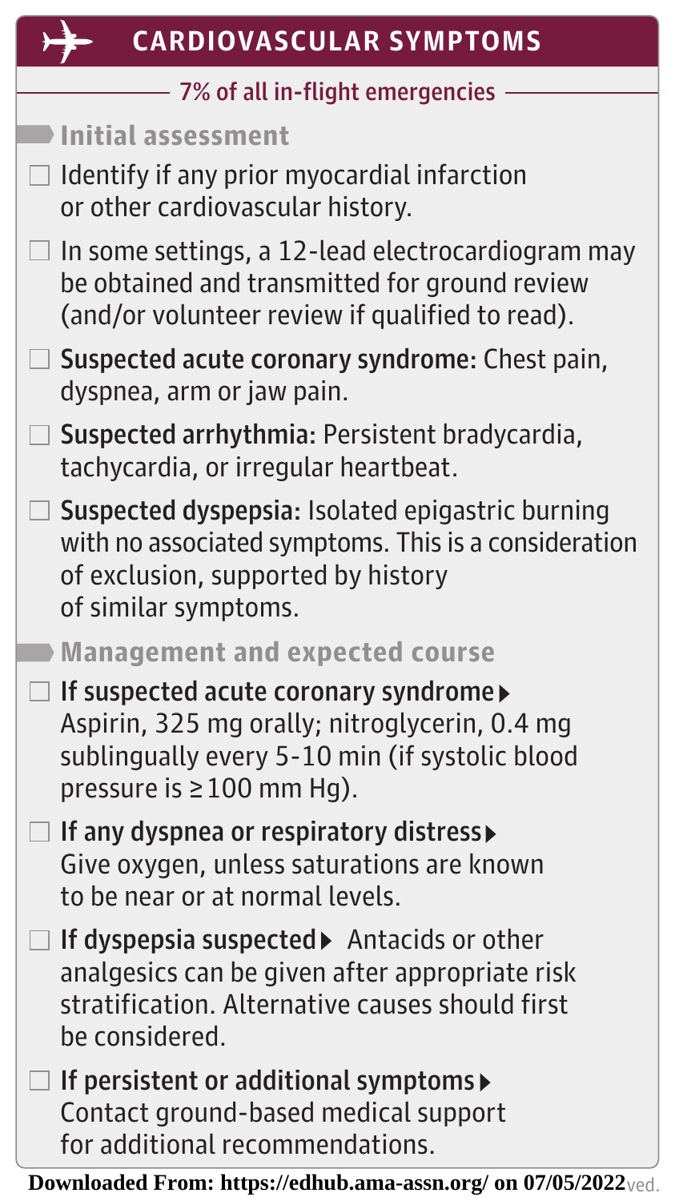## CARDIOVASCULAR SYMPTOMS

7% of all in-flight emergencies

### Initial assessment

- ☐ Identify if any prior myocardial infarction or other cardiovascular history.
- ☐ In some settings, a 12-lead electrocardiogram may be obtained and transmitted for ground review (and/or volunteer review if qualified to read).
- ☐ **Suspected acute coronary syndrome:** Chest pain, dyspnea, arm or jaw pain.
- ☐ **Suspected arrhythmia:** Persistent bradycardia, tachycardia, or irregular heartbeat.
- ☐ **Suspected dyspepsia:** Isolated epigastric burning with no associated symptoms. This is a consideration of exclusion, supported by history of similar symptoms.

### Management and expected course

- ☐ **If suspected acute coronary syndrome ▸** Aspirin, 325 mg orally; nitroglycerin, 0.4 mg sublingually every 5-10 min (if systolic blood pressure is ≥100 mm Hg).
- ☐ **If any dyspnea or respiratory distress ▸** Give oxygen, unless saturations are known to be near or at normal levels.
- ☐ **If dyspepsia suspected ▸** Antacids or other analgesics can be given after appropriate risk stratification. Alternative causes should first be considered.
- ☐ **If persistent or additional symptoms ▸** Contact ground-based medical support for additional recommendations.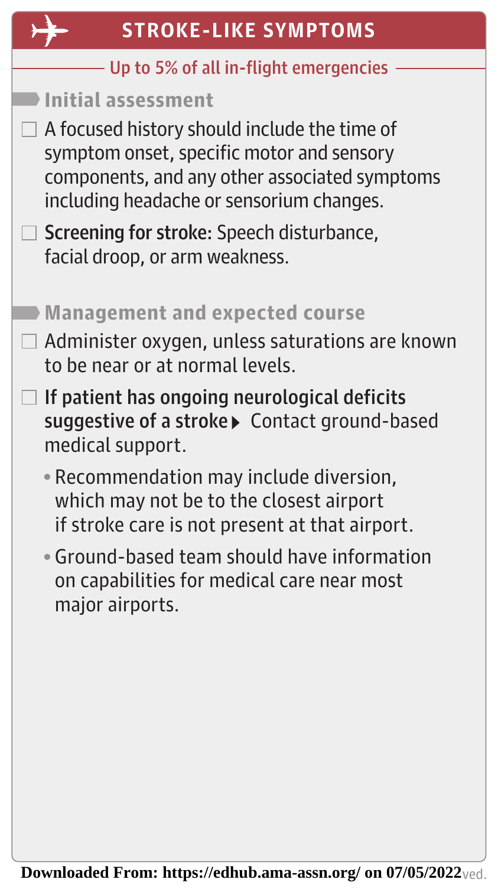## STROKE-LIKE SYMPTOMS

Up to 5% of all in-flight emergencies

### Initial assessment

- ☐ A focused history should include the time of symptom onset, specific motor and sensory components, and any other associated symptoms including headache or sensorium changes.
- ☐ **Screening for stroke:** Speech disturbance, facial droop, or arm weakness.

### Management and expected course

- ☐ Administer oxygen, unless saturations are known to be near or at normal levels.
- ☐ **If patient has ongoing neurological deficits suggestive of a stroke** ▸ Contact ground-based medical support.
  - Recommendation may include diversion, which may not be to the closest airport if stroke care is not present at that airport.
  - Ground-based team should have information on capabilities for medical care near most major airports.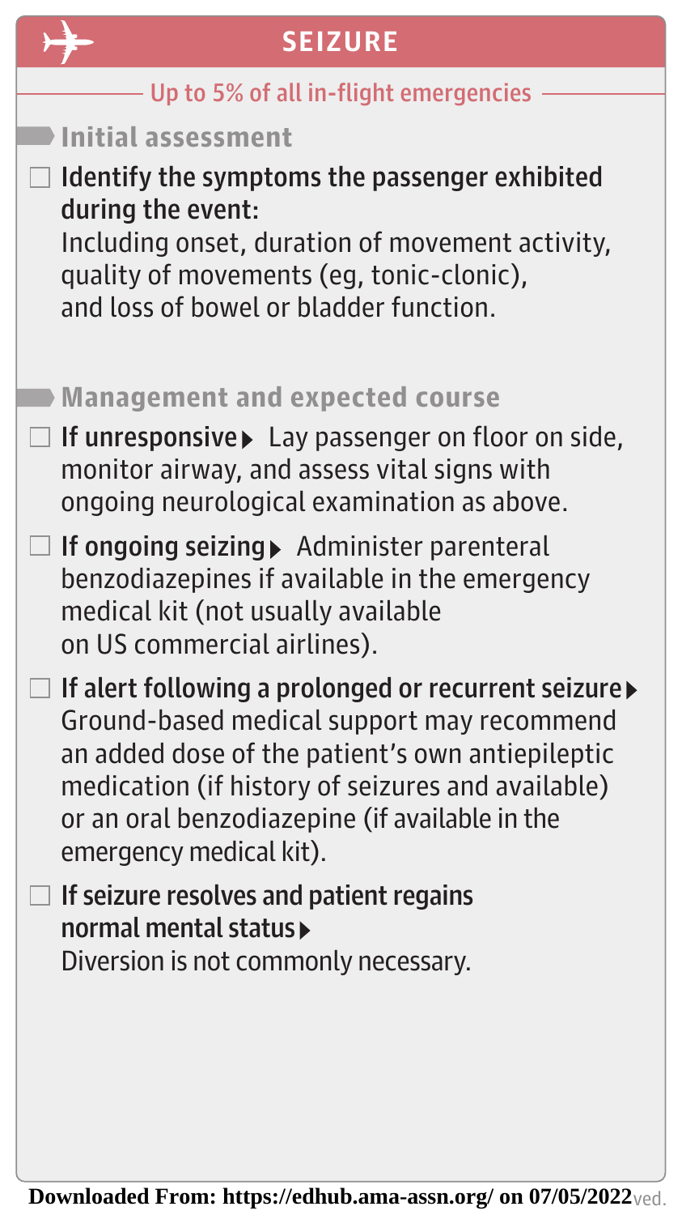# SEIZURE

Up to 5% of all in-flight emergencies

## Initial assessment

- [ ] **Identify the symptoms the passenger exhibited during the event:**
  Including onset, duration of movement activity, quality of movements (eg, tonic-clonic), and loss of bowel or bladder function.

## Management and expected course

- [ ] **If unresponsive ▸** Lay passenger on floor on side, monitor airway, and assess vital signs with ongoing neurological examination as above.
- [ ] **If ongoing seizing ▸** Administer parenteral benzodiazepines if available in the emergency medical kit (not usually available on US commercial airlines).
- [ ] **If alert following a prolonged or recurrent seizure ▸** Ground-based medical support may recommend an added dose of the patient's own antiepileptic medication (if history of seizures and available) or an oral benzodiazepine (if available in the emergency medical kit).
- [ ] **If seizure resolves and patient regains normal mental status ▸** Diversion is not commonly necessary.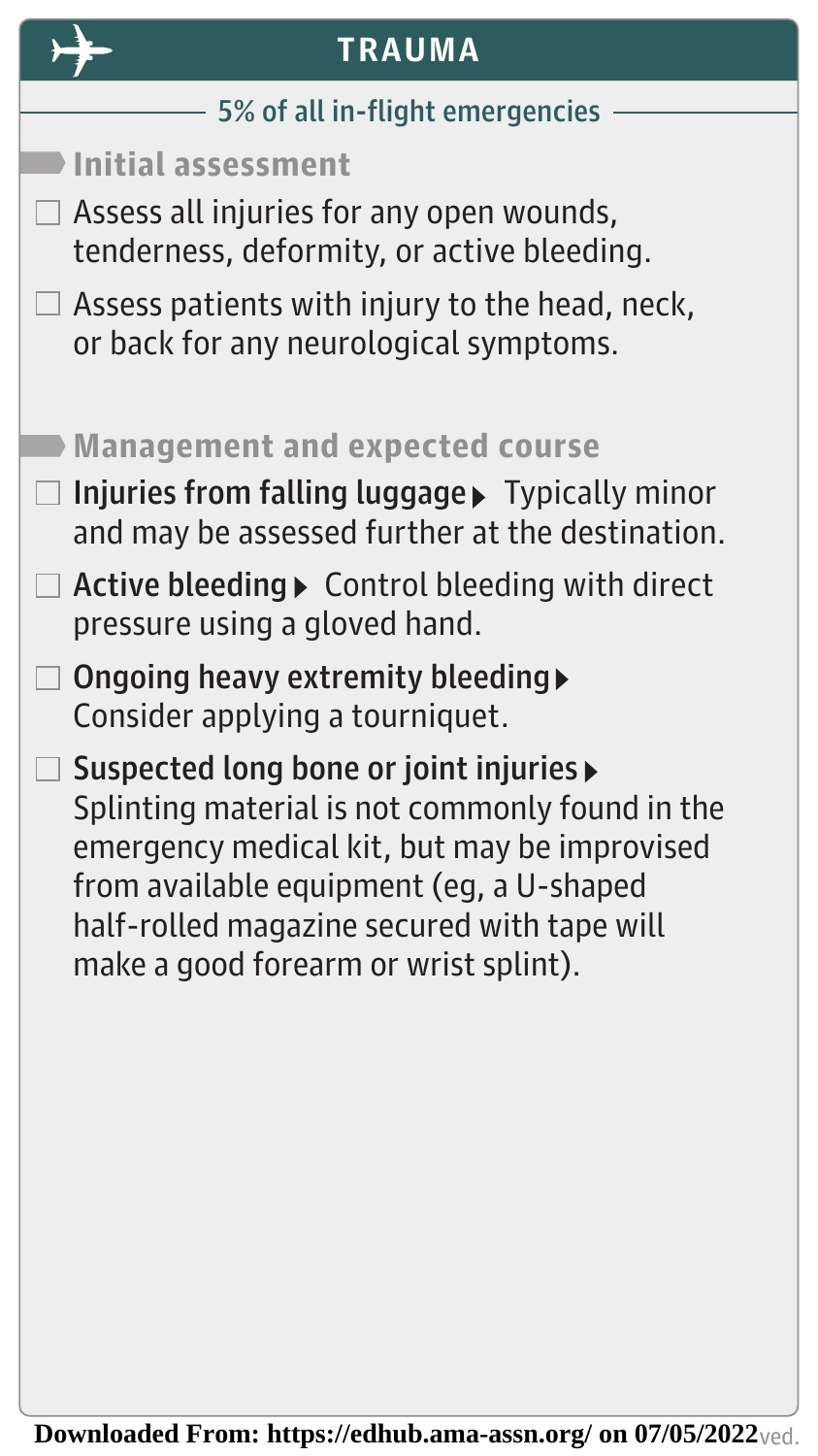## TRAUMA

5% of all in-flight emergencies

### Initial assessment

- ☐ Assess all injuries for any open wounds, tenderness, deformity, or active bleeding.
- ☐ Assess patients with injury to the head, neck, or back for any neurological symptoms.

### Management and expected course

- ☐ **Injuries from falling luggage** ▸ Typically minor and may be assessed further at the destination.
- ☐ **Active bleeding** ▸ Control bleeding with direct pressure using a gloved hand.
- ☐ **Ongoing heavy extremity bleeding** ▸ Consider applying a tourniquet.
- ☐ **Suspected long bone or joint injuries** ▸ Splinting material is not commonly found in the emergency medical kit, but may be improvised from available equipment (eg, a U-shaped half-rolled magazine secured with tape will make a good forearm or wrist splint).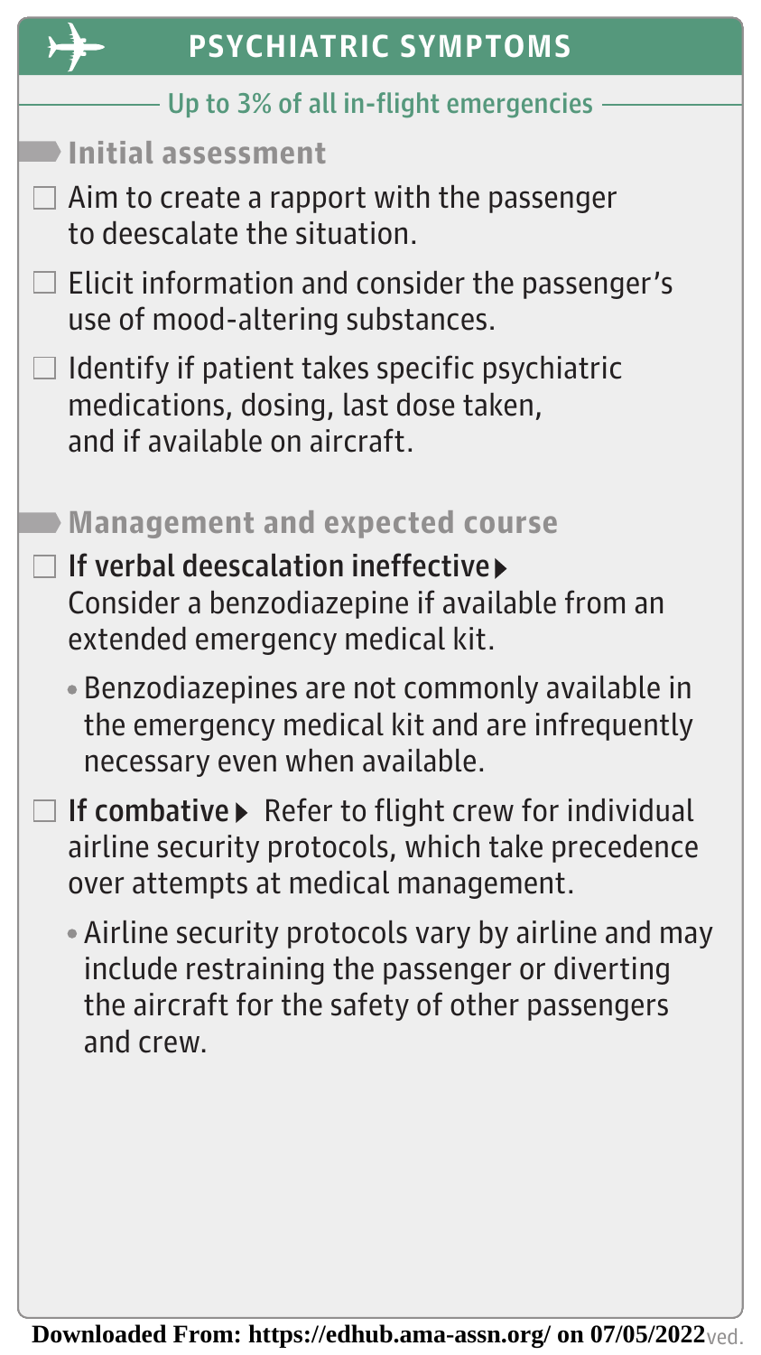## PSYCHIATRIC SYMPTOMS

Up to 3% of all in-flight emergencies

### Initial assessment

- [ ] Aim to create a rapport with the passenger to deescalate the situation.
- [ ] Elicit information and consider the passenger's use of mood-altering substances.
- [ ] Identify if patient takes specific psychiatric medications, dosing, last dose taken, and if available on aircraft.

### Management and expected course

- [ ] **If verbal deescalation ineffective ▸** Consider a benzodiazepine if available from an extended emergency medical kit.
  - Benzodiazepines are not commonly available in the emergency medical kit and are infrequently necessary even when available.
- [ ] **If combative ▸** Refer to flight crew for individual airline security protocols, which take precedence over attempts at medical management.
  - Airline security protocols vary by airline and may include restraining the passenger or diverting the aircraft for the safety of other passengers and crew.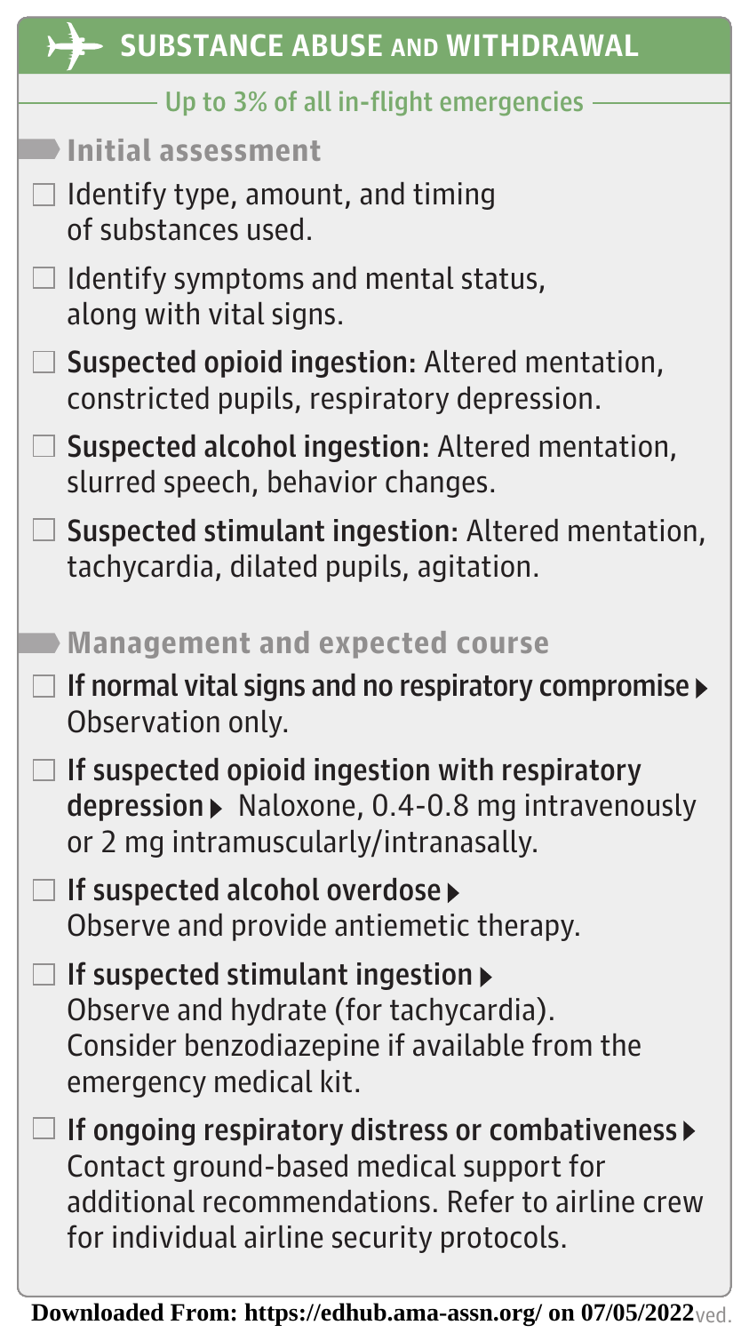## SUBSTANCE ABUSE AND WITHDRAWAL

Up to 3% of all in-flight emergencies

### Initial assessment

- ☐ Identify type, amount, and timing of substances used.
- ☐ Identify symptoms and mental status, along with vital signs.
- ☐ **Suspected opioid ingestion:** Altered mentation, constricted pupils, respiratory depression.
- ☐ **Suspected alcohol ingestion:** Altered mentation, slurred speech, behavior changes.
- ☐ **Suspected stimulant ingestion:** Altered mentation, tachycardia, dilated pupils, agitation.

### Management and expected course

- ☐ **If normal vital signs and no respiratory compromise** ▶ Observation only.
- ☐ **If suspected opioid ingestion with respiratory depression** ▶ Naloxone, 0.4-0.8 mg intravenously or 2 mg intramuscularly/intranasally.
- ☐ **If suspected alcohol overdose** ▶ Observe and provide antiemetic therapy.
- ☐ **If suspected stimulant ingestion** ▶ Observe and hydrate (for tachycardia). Consider benzodiazepine if available from the emergency medical kit.
- ☐ **If ongoing respiratory distress or combativeness** ▶ Contact ground-based medical support for additional recommendations. Refer to airline crew for individual airline security protocols.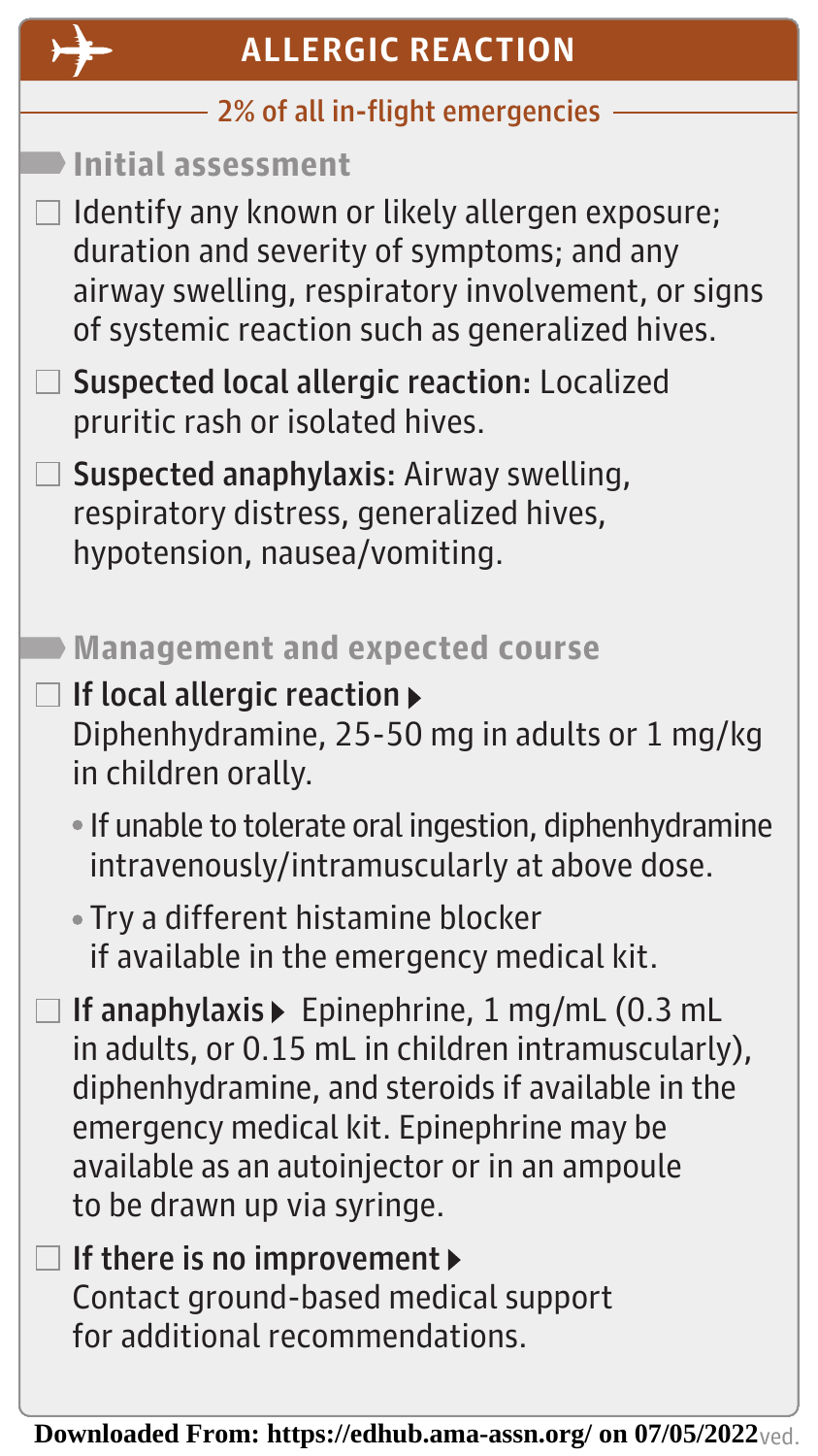## ALLERGIC REACTION

2% of all in-flight emergencies

### Initial assessment

- ☐ Identify any known or likely allergen exposure; duration and severity of symptoms; and any airway swelling, respiratory involvement, or signs of systemic reaction such as generalized hives.
- ☐ **Suspected local allergic reaction**: Localized pruritic rash or isolated hives.
- ☐ **Suspected anaphylaxis**: Airway swelling, respiratory distress, generalized hives, hypotension, nausea/vomiting.

### Management and expected course

- ☐ **If local allergic reaction ▸** Diphenhydramine, 25-50 mg in adults or 1 mg/kg in children orally.
  - If unable to tolerate oral ingestion, diphenhydramine intravenously/intramuscularly at above dose.
  - Try a different histamine blocker if available in the emergency medical kit.
- ☐ **If anaphylaxis ▸** Epinephrine, 1 mg/mL (0.3 mL in adults, or 0.15 mL in children intramuscularly), diphenhydramine, and steroids if available in the emergency medical kit. Epinephrine may be available as an autoinjector or in an ampoule to be drawn up via syringe.
- ☐ **If there is no improvement ▸** Contact ground-based medical support for additional recommendations.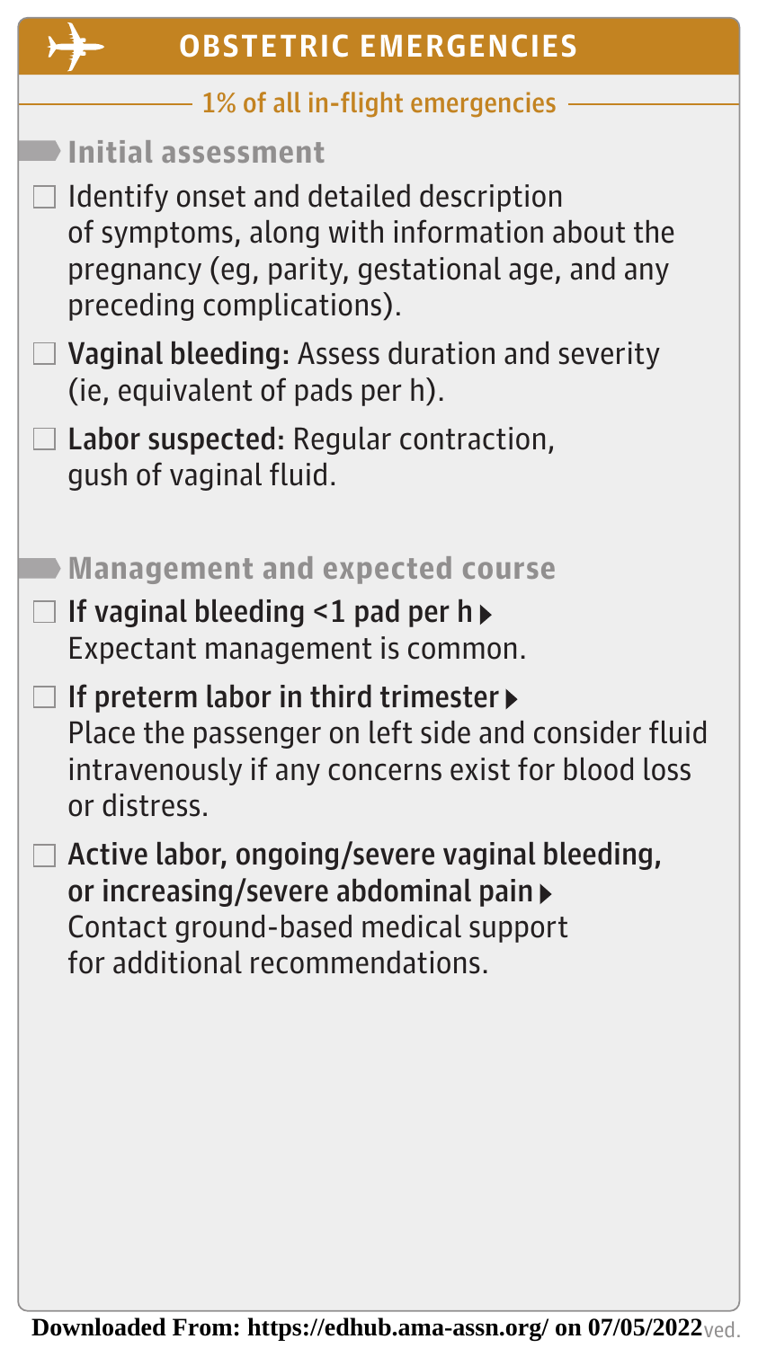## OBSTETRIC EMERGENCIES

1% of all in-flight emergencies

### Initial assessment

- ☐ Identify onset and detailed description of symptoms, along with information about the pregnancy (eg, parity, gestational age, and any preceding complications).
- ☐ **Vaginal bleeding:** Assess duration and severity (ie, equivalent of pads per h).
- ☐ **Labor suspected:** Regular contraction, gush of vaginal fluid.

### Management and expected course

- ☐ **If vaginal bleeding <1 pad per h ▶** Expectant management is common.
- ☐ **If preterm labor in third trimester ▶** Place the passenger on left side and consider fluid intravenously if any concerns exist for blood loss or distress.
- ☐ **Active labor, ongoing/severe vaginal bleeding, or increasing/severe abdominal pain ▶** Contact ground-based medical support for additional recommendations.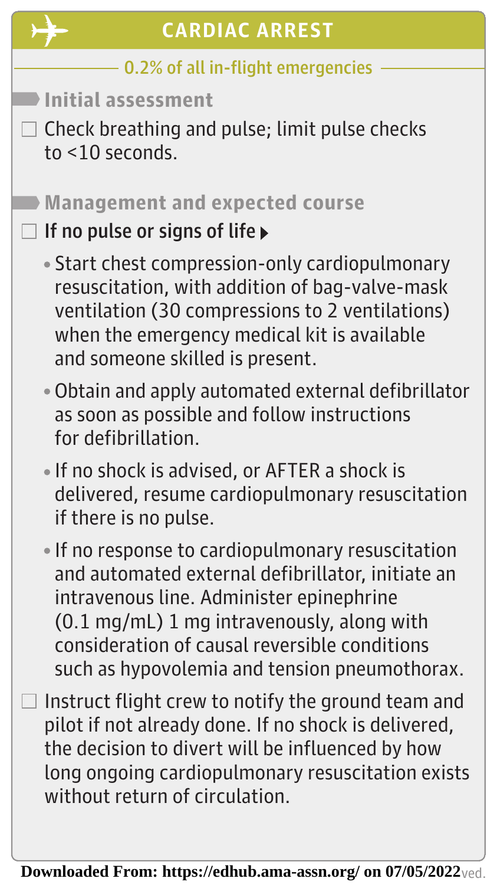# CARDIAC ARREST

0.2% of all in-flight emergencies

## Initial assessment

- [ ] Check breathing and pulse; limit pulse checks to <10 seconds.

## Management and expected course

- [ ] **If no pulse or signs of life ▸**
  - Start chest compression-only cardiopulmonary resuscitation, with addition of bag-valve-mask ventilation (30 compressions to 2 ventilations) when the emergency medical kit is available and someone skilled is present.
  - Obtain and apply automated external defibrillator as soon as possible and follow instructions for defibrillation.
  - If no shock is advised, or AFTER a shock is delivered, resume cardiopulmonary resuscitation if there is no pulse.
  - If no response to cardiopulmonary resuscitation and automated external defibrillator, initiate an intravenous line. Administer epinephrine (0.1 mg/mL) 1 mg intravenously, along with consideration of causal reversible conditions such as hypovolemia and tension pneumothorax.
- [ ] Instruct flight crew to notify the ground team and pilot if not already done. If no shock is delivered, the decision to divert will be influenced by how long ongoing cardiopulmonary resuscitation exists without return of circulation.